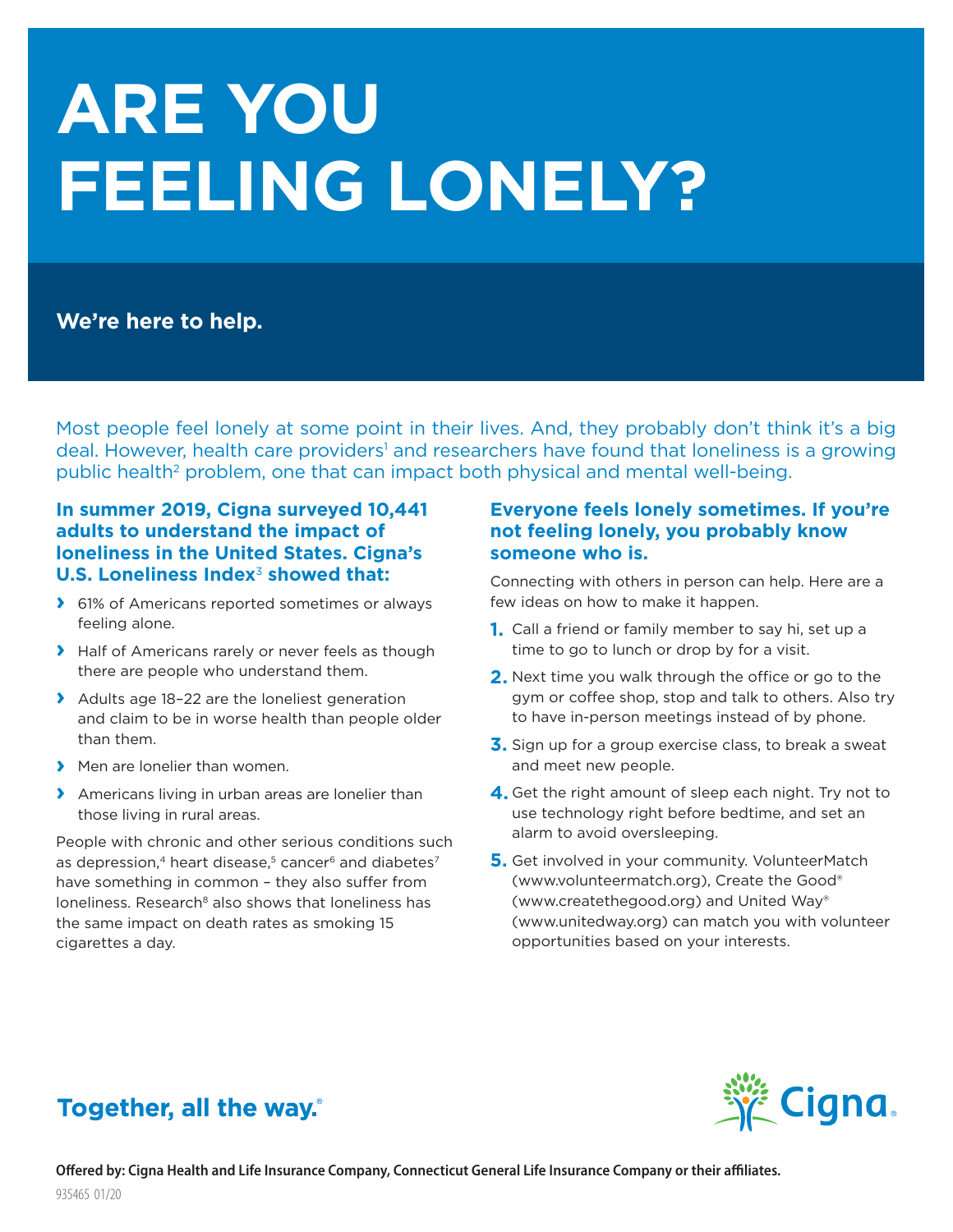# ARE YOU FEELING LONELY?

## We're here to help.

Most people feel lonely at some point in their lives. And, they probably don't think it's a big deal. However, health care providers[1] and researchers have found that loneliness is a growing public health[2] problem, one that can impact both physical and mental well-being.

### In summer 2019, Cigna surveyed 10,441 adults to understand the impact of loneliness in the United States. Cigna's U.S. Loneliness Index[3] showed that:

- 61% of Americans reported sometimes or always feeling alone.
- Half of Americans rarely or never feels as though there are people who understand them.
- Adults age 18–22 are the loneliest generation and claim to be in worse health than people older than them.
- Men are lonelier than women.
- Americans living in urban areas are lonelier than those living in rural areas.

People with chronic and other serious conditions such as depression,[4] heart disease,[5] cancer[6] and diabetes[7] have something in common – they also suffer from loneliness. Research[8] also shows that loneliness has the same impact on death rates as smoking 15 cigarettes a day.

### Everyone feels lonely sometimes. If you're not feeling lonely, you probably know someone who is.

Connecting with others in person can help. Here are a few ideas on how to make it happen.

1. Call a friend or family member to say hi, set up a time to go to lunch or drop by for a visit.
2. Next time you walk through the office or go to the gym or coffee shop, stop and talk to others. Also try to have in-person meetings instead of by phone.
3. Sign up for a group exercise class, to break a sweat and meet new people.
4. Get the right amount of sleep each night. Try not to use technology right before bedtime, and set an alarm to avoid oversleeping.
5. Get involved in your community. VolunteerMatch (www.volunteermatch.org), Create the Good® (www.createthegood.org) and United Way® (www.unitedway.org) can match you with volunteer opportunities based on your interests.

**Together, all the way.®**

Cigna.

**Offered by: Cigna Health and Life Insurance Company, Connecticut General Life Insurance Company or their affiliates.**

935465 01/20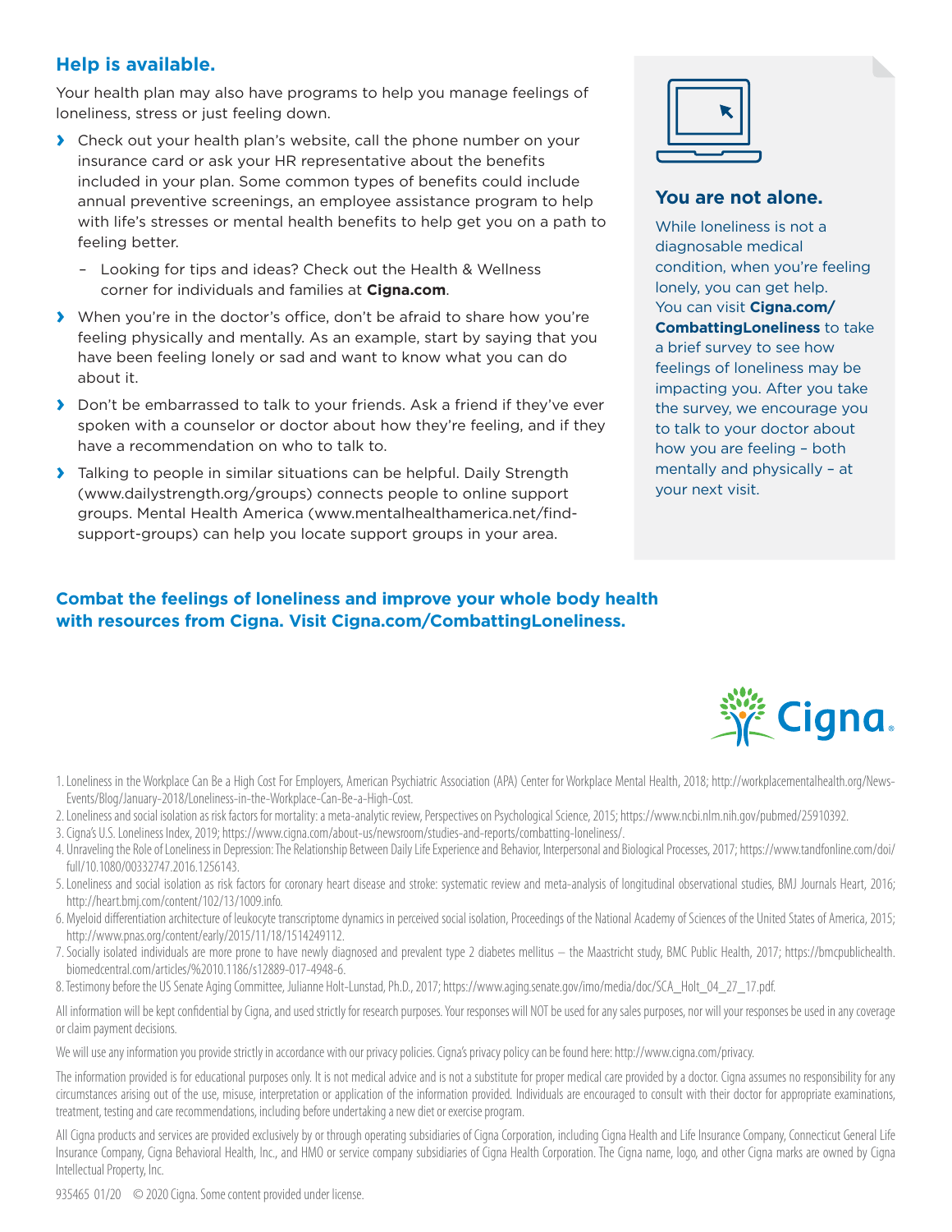## Help is available.

Your health plan may also have programs to help you manage feelings of loneliness, stress or just feeling down.

- Check out your health plan's website, call the phone number on your insurance card or ask your HR representative about the benefits included in your plan. Some common types of benefits could include annual preventive screenings, an employee assistance program to help with life's stresses or mental health benefits to help get you on a path to feeling better.
  - Looking for tips and ideas? Check out the Health & Wellness corner for individuals and families at **Cigna.com**.
- When you're in the doctor's office, don't be afraid to share how you're feeling physically and mentally. As an example, start by saying that you have been feeling lonely or sad and want to know what you can do about it.
- Don't be embarrassed to talk to your friends. Ask a friend if they've ever spoken with a counselor or doctor about how they're feeling, and if they have a recommendation on who to talk to.
- Talking to people in similar situations can be helpful. Daily Strength (www.dailystrength.org/groups) connects people to online support groups. Mental Health America (www.mentalhealthamerica.net/find-support-groups) can help you locate support groups in your area.

### You are not alone.

While loneliness is not a diagnosable medical condition, when you're feeling lonely, you can get help. You can visit **Cigna.com/CombattingLoneliness** to take a brief survey to see how feelings of loneliness may be impacting you. After you take the survey, we encourage you to talk to your doctor about how you are feeling – both mentally and physically – at your next visit.

**Combat the feelings of loneliness and improve your whole body health with resources from Cigna. Visit Cigna.com/CombattingLoneliness.**

Cigna.

1. Loneliness in the Workplace Can Be a High Cost For Employers, American Psychiatric Association (APA) Center for Workplace Mental Health, 2018; http://workplacementalhealth.org/News-Events/Blog/January-2018/Loneliness-in-the-Workplace-Can-Be-a-High-Cost.
2. Loneliness and social isolation as risk factors for mortality: a meta-analytic review, Perspectives on Psychological Science, 2015; https://www.ncbi.nlm.nih.gov/pubmed/25910392.
3. Cigna's U.S. Loneliness Index, 2019; https://www.cigna.com/about-us/newsroom/studies-and-reports/combatting-loneliness/.
4. Unraveling the Role of Loneliness in Depression: The Relationship Between Daily Life Experience and Behavior, Interpersonal and Biological Processes, 2017; https://www.tandfonline.com/doi/full/10.1080/00332747.2016.1256143.
5. Loneliness and social isolation as risk factors for coronary heart disease and stroke: systematic review and meta-analysis of longitudinal observational studies, BMJ Journals Heart, 2016; http://heart.bmj.com/content/102/13/1009.info.
6. Myeloid differentiation architecture of leukocyte transcriptome dynamics in perceived social isolation, Proceedings of the National Academy of Sciences of the United States of America, 2015; http://www.pnas.org/content/early/2015/11/18/1514249112.
7. Socially isolated individuals are more prone to have newly diagnosed and prevalent type 2 diabetes mellitus – the Maastricht study, BMC Public Health, 2017; https://bmcpublichealth.biomedcentral.com/articles/%2010.1186/s12889-017-4948-6.
8. Testimony before the US Senate Aging Committee, Julianne Holt-Lunstad, Ph.D., 2017; https://www.aging.senate.gov/imo/media/doc/SCA_Holt_04_27_17.pdf.

All information will be kept confidential by Cigna, and used strictly for research purposes. Your responses will NOT be used for any sales purposes, nor will your responses be used in any coverage or claim payment decisions.

We will use any information you provide strictly in accordance with our privacy policies. Cigna's privacy policy can be found here: http://www.cigna.com/privacy.

The information provided is for educational purposes only. It is not medical advice and is not a substitute for proper medical care provided by a doctor. Cigna assumes no responsibility for any circumstances arising out of the use, misuse, interpretation or application of the information provided. Individuals are encouraged to consult with their doctor for appropriate examinations, treatment, testing and care recommendations, including before undertaking a new diet or exercise program.

All Cigna products and services are provided exclusively by or through operating subsidiaries of Cigna Corporation, including Cigna Health and Life Insurance Company, Connecticut General Life Insurance Company, Cigna Behavioral Health, Inc., and HMO or service company subsidiaries of Cigna Health Corporation. The Cigna name, logo, and other Cigna marks are owned by Cigna Intellectual Property, Inc.

935465 01/20 © 2020 Cigna. Some content provided under license.